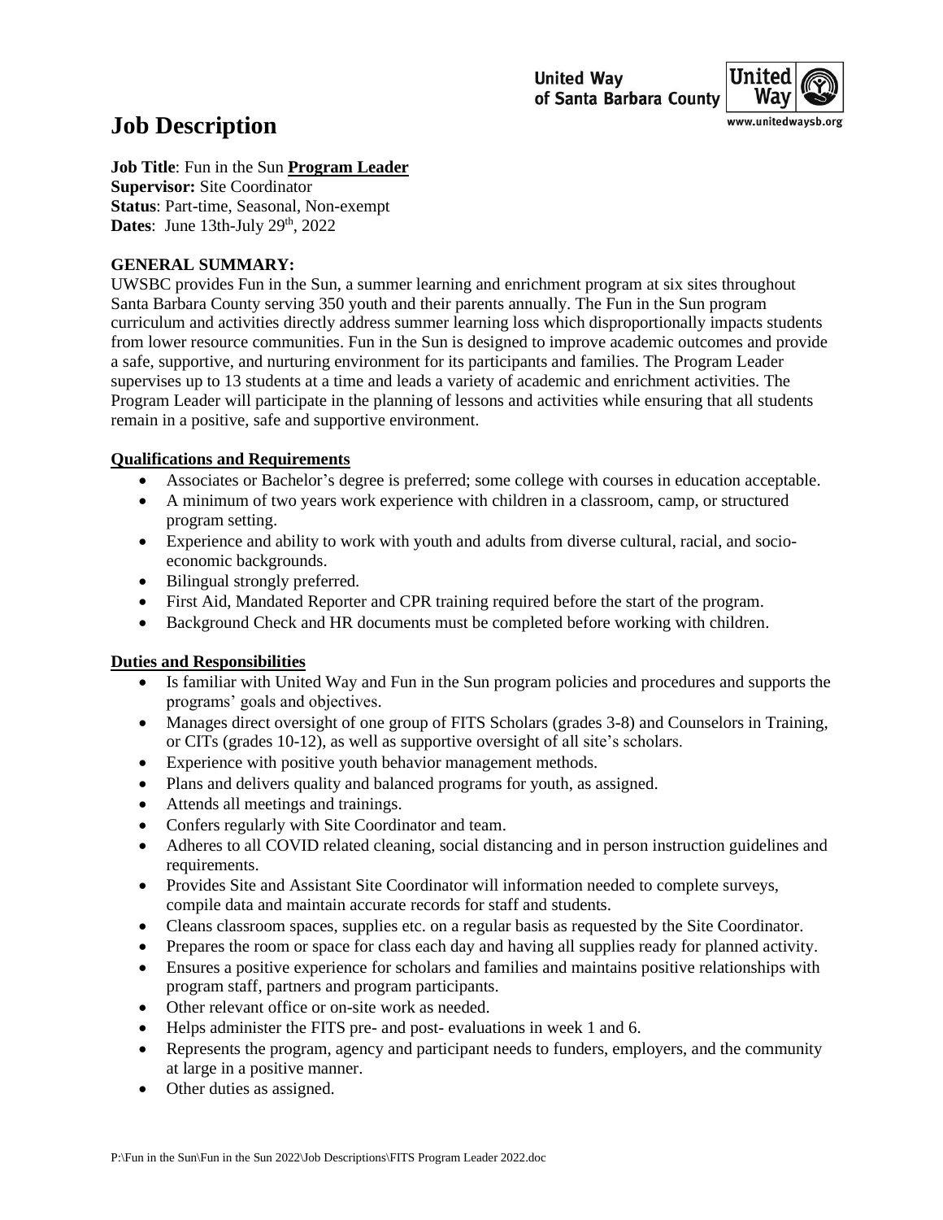United Way of Santa Barbara County
www.unitedwaysb.org

# Job Description

**Job Title**: Fun in the Sun **Program Leader**
**Supervisor:** Site Coordinator
**Status**: Part-time, Seasonal, Non-exempt
**Dates**: June 13th-July 29th, 2022

**GENERAL SUMMARY:**
UWSBC provides Fun in the Sun, a summer learning and enrichment program at six sites throughout Santa Barbara County serving 350 youth and their parents annually. The Fun in the Sun program curriculum and activities directly address summer learning loss which disproportionally impacts students from lower resource communities. Fun in the Sun is designed to improve academic outcomes and provide a safe, supportive, and nurturing environment for its participants and families. The Program Leader supervises up to 13 students at a time and leads a variety of academic and enrichment activities. The Program Leader will participate in the planning of lessons and activities while ensuring that all students remain in a positive, safe and supportive environment.

## Qualifications and Requirements

- Associates or Bachelor's degree is preferred; some college with courses in education acceptable.
- A minimum of two years work experience with children in a classroom, camp, or structured program setting.
- Experience and ability to work with youth and adults from diverse cultural, racial, and socio-economic backgrounds.
- Bilingual strongly preferred.
- First Aid, Mandated Reporter and CPR training required before the start of the program.
- Background Check and HR documents must be completed before working with children.

## Duties and Responsibilities

- Is familiar with United Way and Fun in the Sun program policies and procedures and supports the programs' goals and objectives.
- Manages direct oversight of one group of FITS Scholars (grades 3-8) and Counselors in Training, or CITs (grades 10-12), as well as supportive oversight of all site's scholars.
- Experience with positive youth behavior management methods.
- Plans and delivers quality and balanced programs for youth, as assigned.
- Attends all meetings and trainings.
- Confers regularly with Site Coordinator and team.
- Adheres to all COVID related cleaning, social distancing and in person instruction guidelines and requirements.
- Provides Site and Assistant Site Coordinator will information needed to complete surveys, compile data and maintain accurate records for staff and students.
- Cleans classroom spaces, supplies etc. on a regular basis as requested by the Site Coordinator.
- Prepares the room or space for class each day and having all supplies ready for planned activity.
- Ensures a positive experience for scholars and families and maintains positive relationships with program staff, partners and program participants.
- Other relevant office or on-site work as needed.
- Helps administer the FITS pre- and post- evaluations in week 1 and 6.
- Represents the program, agency and participant needs to funders, employers, and the community at large in a positive manner.
- Other duties as assigned.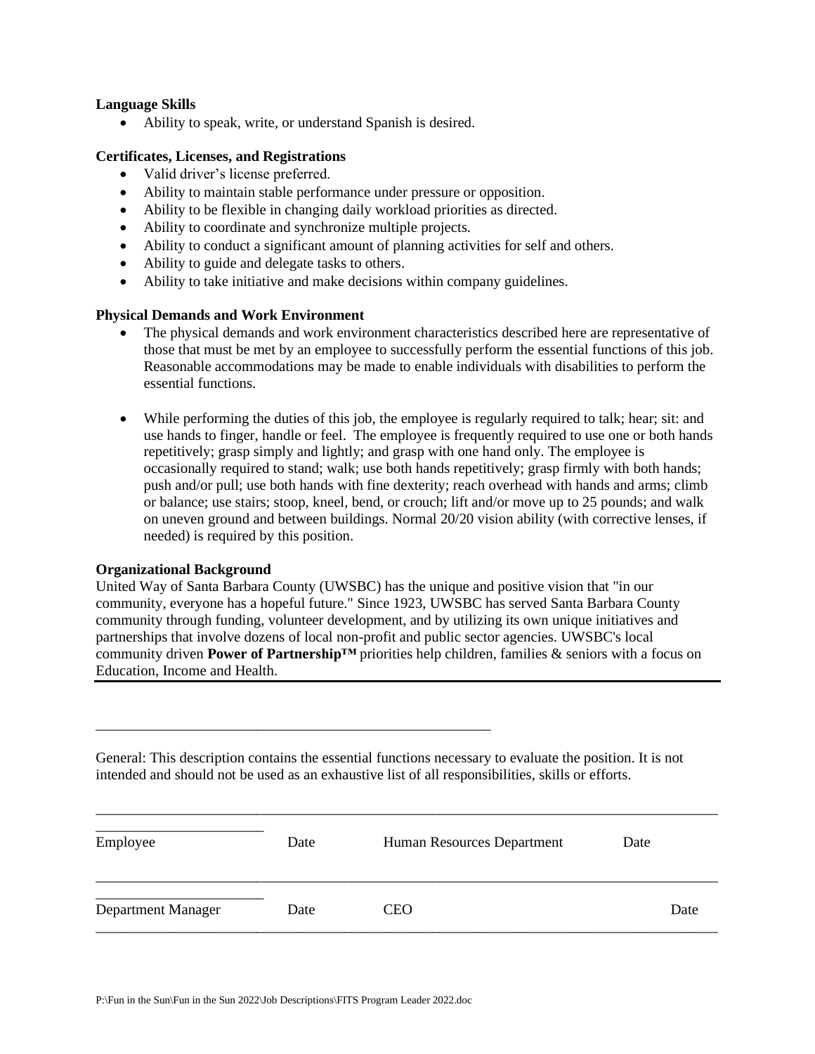**Language Skills**

- Ability to speak, write, or understand Spanish is desired.

**Certificates, Licenses, and Registrations**

- Valid driver's license preferred.
- Ability to maintain stable performance under pressure or opposition.
- Ability to be flexible in changing daily workload priorities as directed.
- Ability to coordinate and synchronize multiple projects.
- Ability to conduct a significant amount of planning activities for self and others.
- Ability to guide and delegate tasks to others.
- Ability to take initiative and make decisions within company guidelines.

**Physical Demands and Work Environment**

- The physical demands and work environment characteristics described here are representative of those that must be met by an employee to successfully perform the essential functions of this job. Reasonable accommodations may be made to enable individuals with disabilities to perform the essential functions.

- While performing the duties of this job, the employee is regularly required to talk; hear; sit: and use hands to finger, handle or feel. The employee is frequently required to use one or both hands repetitively; grasp simply and lightly; and grasp with one hand only. The employee is occasionally required to stand; walk; use both hands repetitively; grasp firmly with both hands; push and/or pull; use both hands with fine dexterity; reach overhead with hands and arms; climb or balance; use stairs; stoop, kneel, bend, or crouch; lift and/or move up to 25 pounds; and walk on uneven ground and between buildings. Normal 20/20 vision ability (with corrective lenses, if needed) is required by this position.

**Organizational Background**

United Way of Santa Barbara County (UWSBC) has the unique and positive vision that "in our community, everyone has a hopeful future." Since 1923, UWSBC has served Santa Barbara County community through funding, volunteer development, and by utilizing its own unique initiatives and partnerships that involve dozens of local non-profit and public sector agencies. UWSBC's local community driven **Power of Partnership™** priorities help children, families & seniors with a focus on Education, Income and Health.

---

General: This description contains the essential functions necessary to evaluate the position. It is not intended and should not be used as an exhaustive list of all responsibilities, skills or efforts.

| Employee | Date | Human Resources Department | Date |
|---|---|---|---|
| Department Manager | Date | CEO | Date |

P:\Fun in the Sun\Fun in the Sun 2022\Job Descriptions\FITS Program Leader 2022.doc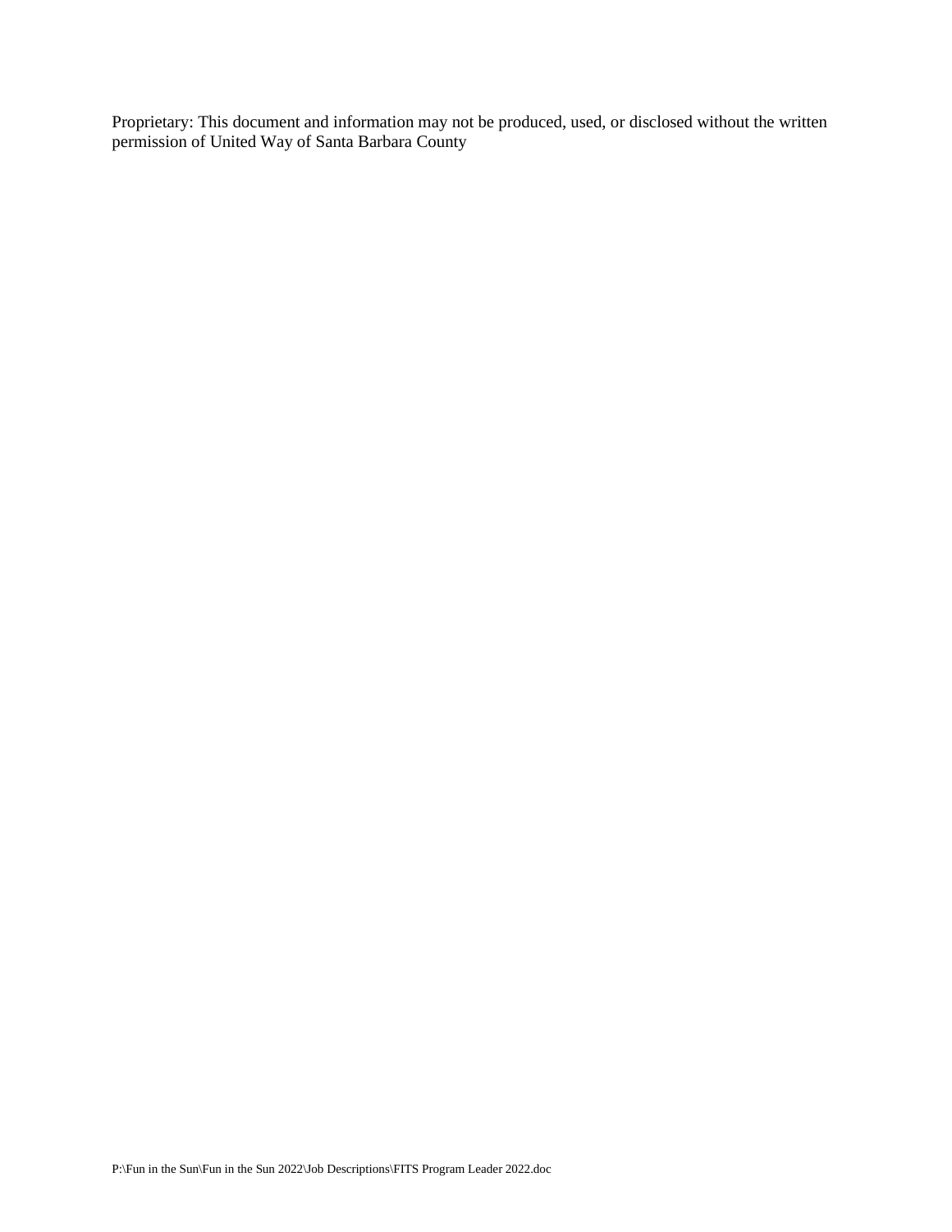Proprietary: This document and information may not be produced, used, or disclosed without the written permission of United Way of Santa Barbara County